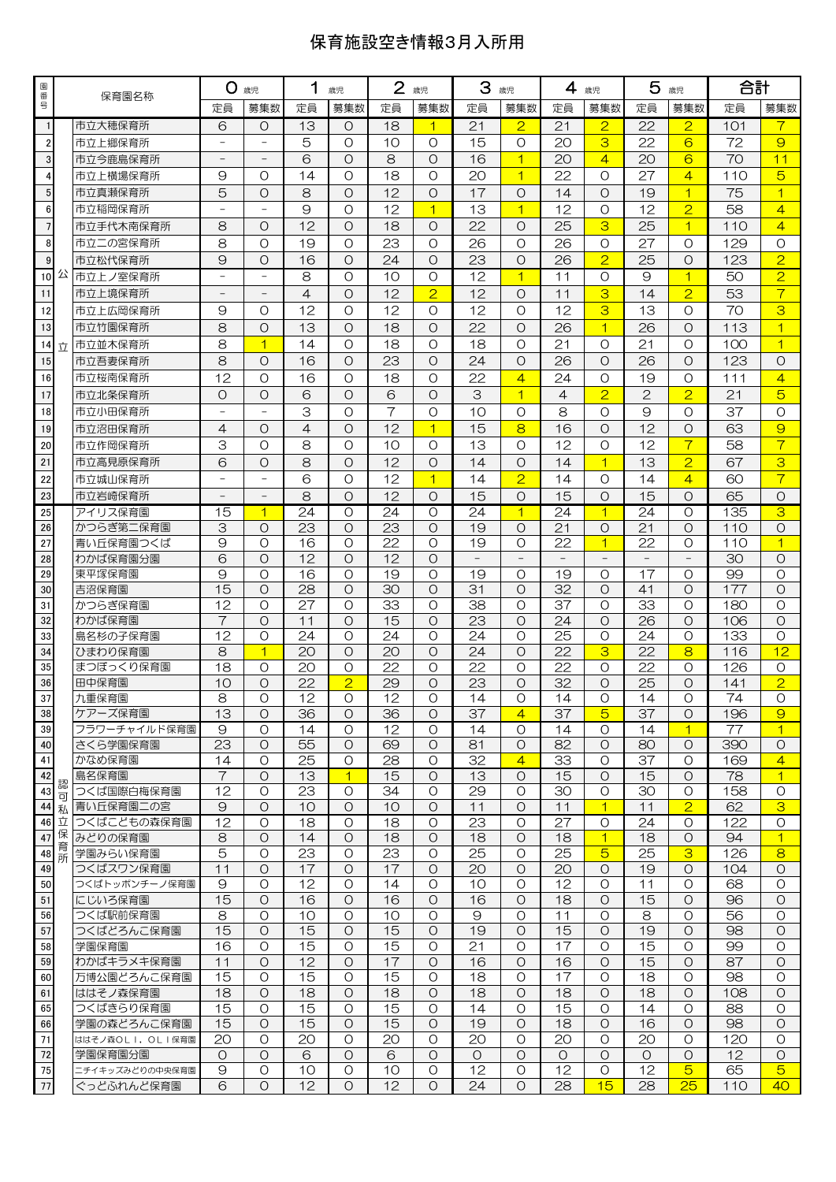# 保育施設空き情報3月入所用

| 園番号 | | 保育園名称 | 0歳児 定員 | 0歳児 募集数 | 1歳児 定員 | 1歳児 募集数 | 2歳児 定員 | 2歳児 募集数 | 3歳児 定員 | 3歳児 募集数 | 4歳児 定員 | 4歳児 募集数 | 5歳児 定員 | 5歳児 募集数 | 合計 定員 | 合計 募集数 |
|---|---|---|---|---|---|---|---|---|---|---|---|---|---|---|---|---|
| 1 | 公立 | 市立大穂保育所 | 6 | 0 | 13 | 0 | 18 | 1 | 21 | 2 | 21 | 2 | 22 | 2 | 101 | 7 |
| 2 | 公立 | 市立上郷保育所 | － | － | 5 | 0 | 10 | 0 | 15 | 0 | 20 | 3 | 22 | 6 | 72 | 9 |
| 3 | 公立 | 市立今鹿島保育所 | － | － | 6 | 0 | 8 | 0 | 16 | 1 | 20 | 4 | 20 | 6 | 70 | 11 |
| 4 | 公立 | 市立上横場保育所 | 9 | 0 | 14 | 0 | 18 | 0 | 20 | 1 | 22 | 0 | 27 | 4 | 110 | 5 |
| 5 | 公立 | 市立真瀬保育所 | 5 | 0 | 8 | 0 | 12 | 0 | 17 | 0 | 14 | 0 | 19 | 1 | 75 | 1 |
| 6 | 公立 | 市立稲岡保育所 | － | － | 9 | 0 | 12 | 1 | 13 | 1 | 12 | 0 | 12 | 2 | 58 | 4 |
| 7 | 公立 | 市立手代木南保育所 | 8 | 0 | 12 | 0 | 18 | 0 | 22 | 0 | 25 | 3 | 25 | 1 | 110 | 4 |
| 8 | 公立 | 市立二の宮保育所 | 8 | 0 | 19 | 0 | 23 | 0 | 26 | 0 | 26 | 0 | 27 | 0 | 129 | 0 |
| 9 | 公立 | 市立松代保育所 | 9 | 0 | 16 | 0 | 24 | 0 | 23 | 0 | 26 | 2 | 25 | 0 | 123 | 2 |
| 10 | 公立 | 市立上ノ室保育所 | － | － | 8 | 0 | 10 | 0 | 12 | 1 | 11 | 0 | 9 | 1 | 50 | 2 |
| 11 | 公立 | 市立上境保育所 | － | － | 4 | 0 | 12 | 2 | 12 | 0 | 11 | 3 | 14 | 2 | 53 | 7 |
| 12 | 公立 | 市立上広岡保育所 | 9 | 0 | 12 | 0 | 12 | 0 | 12 | 0 | 12 | 3 | 13 | 0 | 70 | 3 |
| 13 | 公立 | 市立竹園保育所 | 8 | 0 | 13 | 0 | 18 | 0 | 22 | 0 | 26 | 1 | 26 | 0 | 113 | 1 |
| 14 | 公立 | 市立並木保育所 | 8 | 1 | 14 | 0 | 18 | 0 | 18 | 0 | 21 | 0 | 21 | 0 | 100 | 1 |
| 15 | 公立 | 市立吾妻保育所 | 8 | 0 | 16 | 0 | 23 | 0 | 24 | 0 | 26 | 0 | 26 | 0 | 123 | 0 |
| 16 | 公立 | 市立桜南保育所 | 12 | 0 | 16 | 0 | 18 | 0 | 22 | 4 | 24 | 0 | 19 | 0 | 111 | 4 |
| 17 | 公立 | 市立北条保育所 | 0 | 0 | 6 | 0 | 6 | 0 | 3 | 1 | 4 | 2 | 2 | 2 | 21 | 5 |
| 18 | 公立 | 市立小田保育所 | － | － | 3 | 0 | 7 | 0 | 10 | 0 | 8 | 0 | 9 | 0 | 37 | 0 |
| 19 | 公立 | 市立沼田保育所 | 4 | 0 | 4 | 0 | 12 | 1 | 15 | 8 | 16 | 0 | 12 | 0 | 63 | 9 |
| 20 | 公立 | 市立作岡保育所 | 3 | 0 | 8 | 0 | 10 | 0 | 13 | 0 | 12 | 0 | 12 | 7 | 58 | 7 |
| 21 | 公立 | 市立高見原保育所 | 6 | 0 | 8 | 0 | 12 | 0 | 14 | 0 | 14 | 1 | 13 | 2 | 67 | 3 |
| 22 | 公立 | 市立城山保育所 | － | － | 6 | 0 | 12 | 1 | 14 | 2 | 14 | 0 | 14 | 4 | 60 | 7 |
| 23 | 公立 | 市立岩崎保育所 | － | － | 8 | 0 | 12 | 0 | 15 | 0 | 15 | 0 | 15 | 0 | 65 | 0 |
| 25 | 認可私立保育所 | アイリス保育園 | 15 | 1 | 24 | 0 | 24 | 0 | 24 | 1 | 24 | 1 | 24 | 0 | 135 | 3 |
| 26 | 認可私立保育所 | かつらぎ第二保育園 | 3 | 0 | 23 | 0 | 23 | 0 | 19 | 0 | 21 | 0 | 21 | 0 | 110 | 0 |
| 27 | 認可私立保育所 | 青い丘保育園つくば | 9 | 0 | 16 | 0 | 22 | 0 | 19 | 0 | 22 | 1 | 22 | 0 | 110 | 1 |
| 28 | 認可私立保育所 | わかば保育園分園 | 6 | 0 | 12 | 0 | 12 | 0 | － | － | － | － | － | － | 30 | 0 |
| 29 | 認可私立保育所 | 東平塚保育園 | 9 | 0 | 16 | 0 | 19 | 0 | 19 | 0 | 19 | 0 | 17 | 0 | 99 | 0 |
| 30 | 認可私立保育所 | 吉沼保育園 | 15 | 0 | 28 | 0 | 30 | 0 | 31 | 0 | 32 | 0 | 41 | 0 | 177 | 0 |
| 31 | 認可私立保育所 | かつらぎ保育園 | 12 | 0 | 27 | 0 | 33 | 0 | 38 | 0 | 37 | 0 | 33 | 0 | 180 | 0 |
| 32 | 認可私立保育所 | わかば保育園 | 7 | 0 | 11 | 0 | 15 | 0 | 23 | 0 | 24 | 0 | 26 | 0 | 106 | 0 |
| 33 | 認可私立保育所 | 島名杉の子保育園 | 12 | 0 | 24 | 0 | 24 | 0 | 24 | 0 | 25 | 0 | 24 | 0 | 133 | 0 |
| 34 | 認可私立保育所 | ひまわり保育園 | 8 | 1 | 20 | 0 | 20 | 0 | 24 | 0 | 22 | 3 | 22 | 8 | 116 | 12 |
| 35 | 認可私立保育所 | まつぼっくり保育園 | 18 | 0 | 20 | 0 | 22 | 0 | 22 | 0 | 22 | 0 | 22 | 0 | 126 | 0 |
| 36 | 認可私立保育所 | 田中保育園 | 10 | 0 | 22 | 2 | 29 | 0 | 23 | 0 | 32 | 0 | 25 | 0 | 141 | 2 |
| 37 | 認可私立保育所 | 九重保育園 | 8 | 0 | 12 | 0 | 12 | 0 | 14 | 0 | 14 | 0 | 14 | 0 | 74 | 0 |
| 38 | 認可私立保育所 | ケアーズ保育園 | 13 | 0 | 36 | 0 | 36 | 0 | 37 | 4 | 37 | 5 | 37 | 0 | 196 | 9 |
| 39 | 認可私立保育所 | フラワーチャイルド保育園 | 9 | 0 | 14 | 0 | 12 | 0 | 14 | 0 | 14 | 0 | 14 | 1 | 77 | 1 |
| 40 | 認可私立保育所 | さくら学園保育園 | 23 | 0 | 55 | 0 | 69 | 0 | 81 | 0 | 82 | 0 | 80 | 0 | 390 | 0 |
| 41 | 認可私立保育所 | かなめ保育園 | 14 | 0 | 25 | 0 | 28 | 0 | 32 | 4 | 33 | 0 | 37 | 0 | 169 | 4 |
| 42 | 認可私立保育所 | 島名保育園 | 7 | 0 | 13 | 1 | 15 | 0 | 13 | 0 | 15 | 0 | 15 | 0 | 78 | 1 |
| 43 | 認可私立保育所 | つくば国際白梅保育園 | 12 | 0 | 23 | 0 | 34 | 0 | 29 | 0 | 30 | 0 | 30 | 0 | 158 | 0 |
| 44 | 認可私立保育所 | 青い丘保育園二の宮 | 9 | 0 | 10 | 0 | 10 | 0 | 11 | 0 | 11 | 1 | 11 | 2 | 62 | 3 |
| 46 | 認可私立保育所 | つくばこどもの森保育園 | 12 | 0 | 18 | 0 | 18 | 0 | 23 | 0 | 27 | 0 | 24 | 0 | 122 | 0 |
| 47 | 認可私立保育所 | みどりの保育園 | 8 | 0 | 14 | 0 | 18 | 0 | 18 | 0 | 18 | 1 | 18 | 0 | 94 | 1 |
| 48 | 認可私立保育所 | 学園みらい保育園 | 5 | 0 | 23 | 0 | 23 | 0 | 25 | 0 | 25 | 5 | 25 | 3 | 126 | 8 |
| 49 | 認可私立保育所 | つくばスワン保育園 | 11 | 0 | 17 | 0 | 17 | 0 | 20 | 0 | 20 | 0 | 19 | 0 | 104 | 0 |
| 50 | 認可私立保育所 | つくばトッポンチーノ保育園 | 9 | 0 | 12 | 0 | 14 | 0 | 10 | 0 | 12 | 0 | 11 | 0 | 68 | 0 |
| 51 | 認可私立保育所 | にじいろ保育園 | 15 | 0 | 16 | 0 | 16 | 0 | 16 | 0 | 18 | 0 | 15 | 0 | 96 | 0 |
| 56 | 認可私立保育所 | つくば駅前保育園 | 8 | 0 | 10 | 0 | 10 | 0 | 9 | 0 | 11 | 0 | 8 | 0 | 56 | 0 |
| 57 | 認可私立保育所 | つくばどろんこ保育園 | 15 | 0 | 15 | 0 | 15 | 0 | 19 | 0 | 15 | 0 | 19 | 0 | 98 | 0 |
| 58 | 認可私立保育所 | 学園保育園 | 16 | 0 | 15 | 0 | 15 | 0 | 21 | 0 | 17 | 0 | 15 | 0 | 99 | 0 |
| 59 | 認可私立保育所 | わかばキラメキ保育園 | 11 | 0 | 12 | 0 | 17 | 0 | 16 | 0 | 16 | 0 | 15 | 0 | 87 | 0 |
| 60 | 認可私立保育所 | 万博公園どろんこ保育園 | 15 | 0 | 15 | 0 | 15 | 0 | 18 | 0 | 17 | 0 | 18 | 0 | 98 | 0 |
| 61 | 認可私立保育所 | ははそノ森保育園 | 18 | 0 | 18 | 0 | 18 | 0 | 18 | 0 | 18 | 0 | 18 | 0 | 108 | 0 |
| 65 | 認可私立保育所 | つくばきらり保育園 | 15 | 0 | 15 | 0 | 15 | 0 | 14 | 0 | 15 | 0 | 14 | 0 | 88 | 0 |
| 66 | 認可私立保育所 | 学園の森どろんこ保育園 | 15 | 0 | 15 | 0 | 15 | 0 | 19 | 0 | 18 | 0 | 16 | 0 | 98 | 0 |
| 71 | 認可私立保育所 | ははそノ森ＯＬＩ．ＯＬＩ保育園 | 20 | 0 | 20 | 0 | 20 | 0 | 20 | 0 | 20 | 0 | 20 | 0 | 120 | 0 |
| 72 | 認可私立保育所 | 学園保育園分園 | 0 | 0 | 6 | 0 | 6 | 0 | 0 | 0 | 0 | 0 | 0 | 0 | 12 | 0 |
| 75 | 認可私立保育所 | ニチイキッズみどりの中央保育園 | 9 | 0 | 10 | 0 | 10 | 0 | 12 | 0 | 12 | 0 | 12 | 5 | 65 | 5 |
| 77 | 認可私立保育所 | ぐっどふれんど保育園 | 6 | 0 | 12 | 0 | 12 | 0 | 24 | 0 | 28 | 15 | 28 | 25 | 110 | 40 |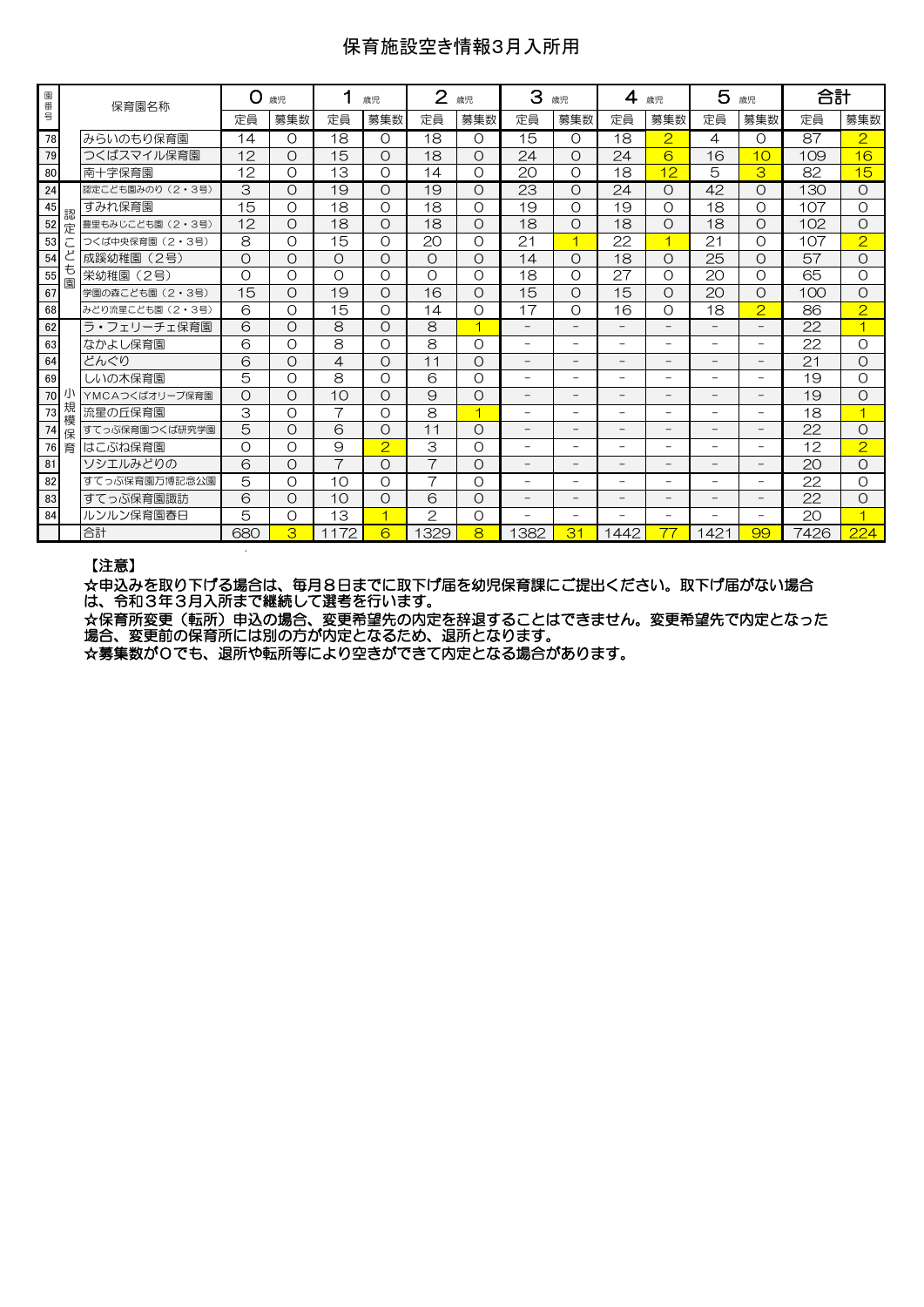# 保育施設空き情報3月入所用

| 園番号 | | 保育園名称 | 0 歳児 | | 1 歳児 | | 2 歳児 | | 3 歳児 | | 4 歳児 | | 5 歳児 | | 合計 | |
|---|---|---|---|---|---|---|---|---|---|---|---|---|---|---|---|---|
| | | | 定員 | 募集数 | 定員 | 募集数 | 定員 | 募集数 | 定員 | 募集数 | 定員 | 募集数 | 定員 | 募集数 | 定員 | 募集数 |
| 78 | | みらいのもり保育園 | 14 | 0 | 18 | 0 | 18 | 0 | 15 | 0 | 18 | 2 | 4 | 0 | 87 | 2 |
| 79 | | つくばスマイル保育園 | 12 | 0 | 15 | 0 | 18 | 0 | 24 | 0 | 24 | 6 | 16 | 10 | 109 | 16 |
| 80 | | 南十字保育園 | 12 | 0 | 13 | 0 | 14 | 0 | 20 | 0 | 18 | 12 | 5 | 3 | 82 | 15 |
| 24 | 認定こども園 | 認定こども園みのり（2・3号） | 3 | 0 | 19 | 0 | 19 | 0 | 23 | 0 | 24 | 0 | 42 | 0 | 130 | 0 |
| 45 | 認定こども園 | すみれ保育園 | 15 | 0 | 18 | 0 | 18 | 0 | 19 | 0 | 19 | 0 | 18 | 0 | 107 | 0 |
| 52 | 認定こども園 | 豊里もみじこども園（2・3号） | 12 | 0 | 18 | 0 | 18 | 0 | 18 | 0 | 18 | 0 | 18 | 0 | 102 | 0 |
| 53 | 認定こども園 | つくば中央保育園（2・3号） | 8 | 0 | 15 | 0 | 20 | 0 | 21 | 1 | 22 | 1 | 21 | 0 | 107 | 2 |
| 54 | 認定こども園 | 成蹊幼稚園（2号） | 0 | 0 | 0 | 0 | 0 | 0 | 14 | 0 | 18 | 0 | 25 | 0 | 57 | 0 |
| 55 | 認定こども園 | 栄幼稚園（2号） | 0 | 0 | 0 | 0 | 0 | 0 | 18 | 0 | 27 | 0 | 20 | 0 | 65 | 0 |
| 67 | 認定こども園 | 学園の森こども園（2・3号） | 15 | 0 | 19 | 0 | 16 | 0 | 15 | 0 | 15 | 0 | 20 | 0 | 100 | 0 |
| 68 | 認定こども園 | みどり流星こども園（2・3号） | 6 | 0 | 15 | 0 | 14 | 0 | 17 | 0 | 16 | 0 | 18 | 2 | 86 | 2 |
| 62 | 小規模保育 | ラ・フェリーチェ保育園 | 6 | 0 | 8 | 0 | 8 | 1 | － | － | － | － | － | － | 22 | 1 |
| 63 | 小規模保育 | なかよし保育園 | 6 | 0 | 8 | 0 | 8 | 0 | － | － | － | － | － | － | 22 | 0 |
| 64 | 小規模保育 | どんぐり | 6 | 0 | 4 | 0 | 11 | 0 | － | － | － | － | － | － | 21 | 0 |
| 69 | 小規模保育 | しいの木保育園 | 5 | 0 | 8 | 0 | 6 | 0 | － | － | － | － | － | － | 19 | 0 |
| 70 | 小規模保育 | YMCAつくばオリーブ保育園 | 0 | 0 | 10 | 0 | 9 | 0 | － | － | － | － | － | － | 19 | 0 |
| 73 | 小規模保育 | 流星の丘保育園 | 3 | 0 | 7 | 0 | 8 | 1 | － | － | － | － | － | － | 18 | 1 |
| 74 | 小規模保育 | すてっぷ保育園つくば研究学園 | 5 | 0 | 6 | 0 | 11 | 0 | － | － | － | － | － | － | 22 | 0 |
| 76 | 小規模保育 | はこぶね保育園 | 0 | 0 | 9 | 2 | 3 | 0 | － | － | － | － | － | － | 12 | 2 |
| 81 | 小規模保育 | ソシエルみどりの | 6 | 0 | 7 | 0 | 7 | 0 | － | － | － | － | － | － | 20 | 0 |
| 82 | 小規模保育 | すてっぷ保育園万博記念公園 | 5 | 0 | 10 | 0 | 7 | 0 | － | － | － | － | － | － | 22 | 0 |
| 83 | 小規模保育 | すてっぷ保育園諏訪 | 6 | 0 | 10 | 0 | 6 | 0 | － | － | － | － | － | － | 22 | 0 |
| 84 | 小規模保育 | ルンルン保育園春日 | 5 | 0 | 13 | 1 | 2 | 0 | － | － | － | － | － | － | 20 | 1 |
| | | 合計 | 680 | 3 | 1172 | 6 | 1329 | 8 | 1382 | 31 | 1442 | 77 | 1421 | 99 | 7426 | 224 |

【注意】

☆申込みを取り下げる場合は、毎月８日までに取下げ届を幼児保育課にご提出ください。取下げ届がない場合は、令和３年３月入所まで継続して選考を行います。

☆保育所変更（転所）申込の場合、変更希望先の内定を辞退することはできません。変更希望先で内定となった場合、変更前の保育所には別の方が内定となるため、退所となります。

☆募集数が0でも、退所や転所等により空きができて内定となる場合があります。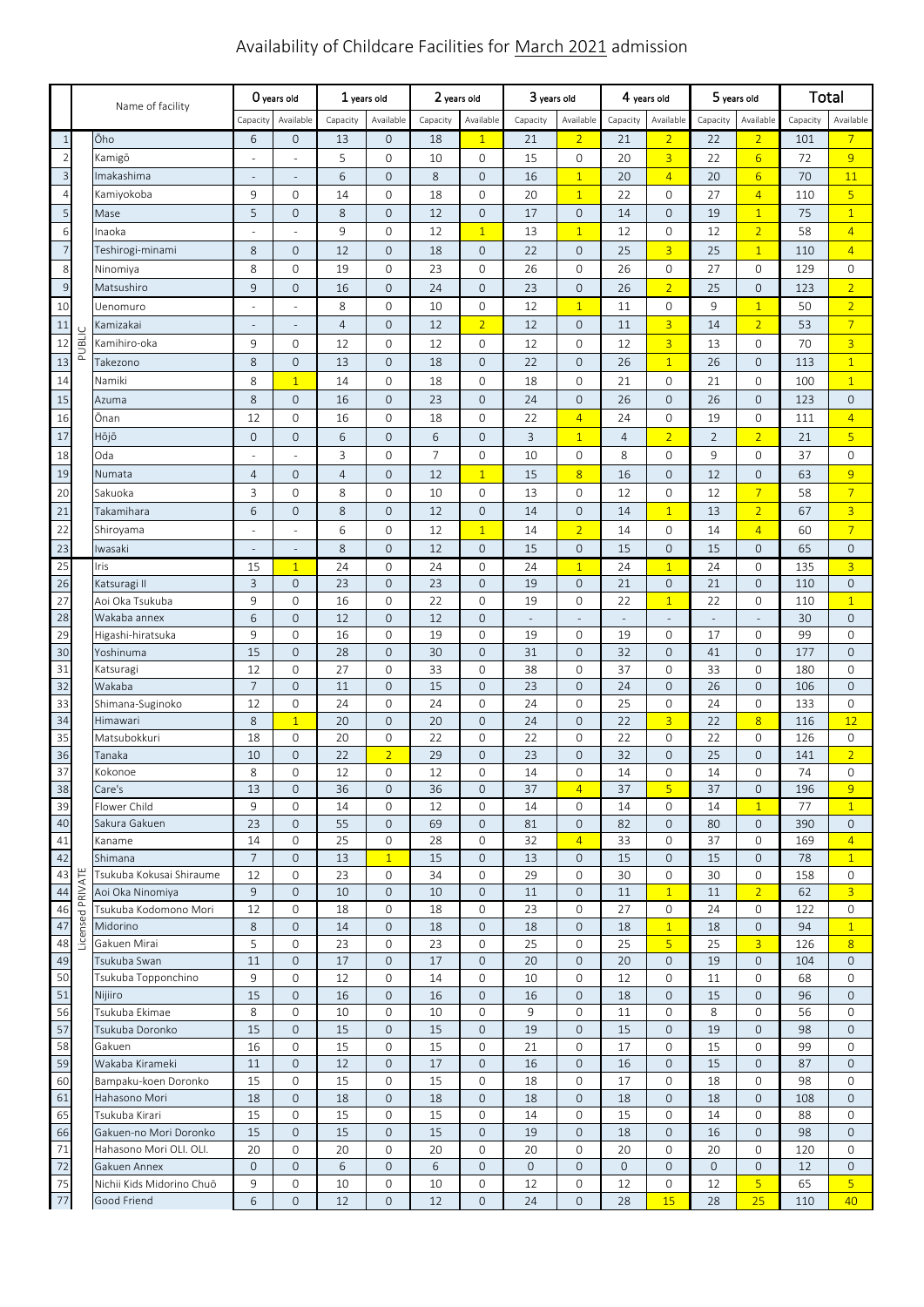# Availability of Childcare Facilities for March 2021 admission

| | | Name of facility | 0 years old | | 1 years old | | 2 years old | | 3 years old | | 4 years old | | 5 years old | | Total | |
|---|---|---|---|---|---|---|---|---|---|---|---|---|---|---|---|---|
| | | | Capacity | Available | Capacity | Available | Capacity | Available | Capacity | Available | Capacity | Available | Capacity | Available | Capacity | Available |
| 1 | PUBLIC | Ōho | 6 | 0 | 13 | 0 | 18 | 1 | 21 | 2 | 21 | 2 | 22 | 2 | 101 | 7 |
| 2 | | Kamigō | - | - | 5 | 0 | 10 | 0 | 15 | 0 | 20 | 3 | 22 | 6 | 72 | 9 |
| 3 | | Imakashima | - | - | 6 | 0 | 8 | 0 | 16 | 1 | 20 | 4 | 20 | 6 | 70 | 11 |
| 4 | | Kamiyokoba | 9 | 0 | 14 | 0 | 18 | 0 | 20 | 1 | 22 | 0 | 27 | 4 | 110 | 5 |
| 5 | | Mase | 5 | 0 | 8 | 0 | 12 | 0 | 17 | 0 | 14 | 0 | 19 | 1 | 75 | 1 |
| 6 | | Inaoka | - | - | 9 | 0 | 12 | 1 | 13 | 1 | 12 | 0 | 12 | 2 | 58 | 4 |
| 7 | | Teshirogi-minami | 8 | 0 | 12 | 0 | 18 | 0 | 22 | 0 | 25 | 3 | 25 | 1 | 110 | 4 |
| 8 | | Ninomiya | 8 | 0 | 19 | 0 | 23 | 0 | 26 | 0 | 26 | 0 | 27 | 0 | 129 | 0 |
| 9 | | Matsushiro | 9 | 0 | 16 | 0 | 24 | 0 | 23 | 0 | 26 | 2 | 25 | 0 | 123 | 2 |
| 10 | | Uenomuro | - | - | 8 | 0 | 10 | 0 | 12 | 1 | 11 | 0 | 9 | 1 | 50 | 2 |
| 11 | | Kamizakai | - | - | 4 | 0 | 12 | 2 | 12 | 0 | 11 | 3 | 14 | 2 | 53 | 7 |
| 12 | | Kamihiro-oka | 9 | 0 | 12 | 0 | 12 | 0 | 12 | 0 | 12 | 3 | 13 | 0 | 70 | 3 |
| 13 | | Takezono | 8 | 0 | 13 | 0 | 18 | 0 | 22 | 0 | 26 | 1 | 26 | 0 | 113 | 1 |
| 14 | | Namiki | 8 | 1 | 14 | 0 | 18 | 0 | 18 | 0 | 21 | 0 | 21 | 0 | 100 | 1 |
| 15 | | Azuma | 8 | 0 | 16 | 0 | 23 | 0 | 24 | 0 | 26 | 0 | 26 | 0 | 123 | 0 |
| 16 | | Ōnan | 12 | 0 | 16 | 0 | 18 | 0 | 22 | 4 | 24 | 0 | 19 | 0 | 111 | 4 |
| 17 | | Hōjō | 0 | 0 | 6 | 0 | 6 | 0 | 3 | 1 | 4 | 2 | 2 | 2 | 21 | 5 |
| 18 | | Oda | - | - | 3 | 0 | 7 | 0 | 10 | 0 | 8 | 0 | 9 | 0 | 37 | 0 |
| 19 | | Numata | 4 | 0 | 4 | 0 | 12 | 1 | 15 | 8 | 16 | 0 | 12 | 0 | 63 | 9 |
| 20 | | Sakuoka | 3 | 0 | 8 | 0 | 10 | 0 | 13 | 0 | 12 | 0 | 12 | 7 | 58 | 7 |
| 21 | | Takamihara | 6 | 0 | 8 | 0 | 12 | 0 | 14 | 0 | 14 | 1 | 13 | 2 | 67 | 3 |
| 22 | | Shiroyama | - | - | 6 | 0 | 12 | 1 | 14 | 2 | 14 | 0 | 14 | 4 | 60 | 7 |
| 23 | | Iwasaki | - | - | 8 | 0 | 12 | 0 | 15 | 0 | 15 | 0 | 15 | 0 | 65 | 0 |
| 25 | Licensed PRIVATE | Iris | 15 | 1 | 24 | 0 | 24 | 0 | 24 | 1 | 24 | 1 | 24 | 0 | 135 | 3 |
| 26 | | Katsuragi II | 3 | 0 | 23 | 0 | 23 | 0 | 19 | 0 | 21 | 0 | 21 | 0 | 110 | 0 |
| 27 | | Aoi Oka Tsukuba | 9 | 0 | 16 | 0 | 22 | 0 | 19 | 0 | 22 | 1 | 22 | 0 | 110 | 1 |
| 28 | | Wakaba annex | 6 | 0 | 12 | 0 | 12 | 0 | - | - | - | - | - | - | 30 | 0 |
| 29 | | Higashi-hiratsuka | 9 | 0 | 16 | 0 | 19 | 0 | 19 | 0 | 19 | 0 | 17 | 0 | 99 | 0 |
| 30 | | Yoshinuma | 15 | 0 | 28 | 0 | 30 | 0 | 31 | 0 | 32 | 0 | 41 | 0 | 177 | 0 |
| 31 | | Katsuragi | 12 | 0 | 27 | 0 | 33 | 0 | 38 | 0 | 37 | 0 | 33 | 0 | 180 | 0 |
| 32 | | Wakaba | 7 | 0 | 11 | 0 | 15 | 0 | 23 | 0 | 24 | 0 | 26 | 0 | 106 | 0 |
| 33 | | Shimana-Suginoko | 12 | 0 | 24 | 0 | 24 | 0 | 24 | 0 | 25 | 0 | 24 | 0 | 133 | 0 |
| 34 | | Himawari | 8 | 1 | 20 | 0 | 20 | 0 | 24 | 0 | 22 | 3 | 22 | 8 | 116 | 12 |
| 35 | | Matsubokkuri | 18 | 0 | 20 | 0 | 22 | 0 | 22 | 0 | 22 | 0 | 22 | 0 | 126 | 0 |
| 36 | | Tanaka | 10 | 0 | 22 | 2 | 29 | 0 | 23 | 0 | 32 | 0 | 25 | 0 | 141 | 2 |
| 37 | | Kokonoe | 8 | 0 | 12 | 0 | 12 | 0 | 14 | 0 | 14 | 0 | 14 | 0 | 74 | 0 |
| 38 | | Care's | 13 | 0 | 36 | 0 | 36 | 0 | 37 | 4 | 37 | 5 | 37 | 0 | 196 | 9 |
| 39 | | Flower Child | 9 | 0 | 14 | 0 | 12 | 0 | 14 | 0 | 14 | 0 | 14 | 1 | 77 | 1 |
| 40 | | Sakura Gakuen | 23 | 0 | 55 | 0 | 69 | 0 | 81 | 0 | 82 | 0 | 80 | 0 | 390 | 0 |
| 41 | | Kaname | 14 | 0 | 25 | 0 | 28 | 0 | 32 | 4 | 33 | 0 | 37 | 0 | 169 | 4 |
| 42 | | Shimana | 7 | 0 | 13 | 1 | 15 | 0 | 13 | 0 | 15 | 0 | 15 | 0 | 78 | 1 |
| 43 | | Tsukuba Kokusai Shiraume | 12 | 0 | 23 | 0 | 34 | 0 | 29 | 0 | 30 | 0 | 30 | 0 | 158 | 0 |
| 44 | | Aoi Oka Ninomiya | 9 | 0 | 10 | 0 | 10 | 0 | 11 | 0 | 11 | 1 | 11 | 2 | 62 | 3 |
| 46 | | Tsukuba Kodomono Mori | 12 | 0 | 18 | 0 | 18 | 0 | 23 | 0 | 27 | 0 | 24 | 0 | 122 | 0 |
| 47 | | Midorino | 8 | 0 | 14 | 0 | 18 | 0 | 18 | 0 | 18 | 1 | 18 | 0 | 94 | 1 |
| 48 | | Gakuen Mirai | 5 | 0 | 23 | 0 | 23 | 0 | 25 | 0 | 25 | 5 | 25 | 3 | 126 | 8 |
| 49 | | Tsukuba Swan | 11 | 0 | 17 | 0 | 17 | 0 | 20 | 0 | 20 | 0 | 19 | 0 | 104 | 0 |
| 50 | | Tsukuba Topponchino | 9 | 0 | 12 | 0 | 14 | 0 | 10 | 0 | 12 | 0 | 11 | 0 | 68 | 0 |
| 51 | | Nijiiro | 15 | 0 | 16 | 0 | 16 | 0 | 16 | 0 | 18 | 0 | 15 | 0 | 96 | 0 |
| 56 | | Tsukuba Ekimae | 8 | 0 | 10 | 0 | 10 | 0 | 9 | 0 | 11 | 0 | 8 | 0 | 56 | 0 |
| 57 | | Tsukuba Doronko | 15 | 0 | 15 | 0 | 15 | 0 | 19 | 0 | 15 | 0 | 19 | 0 | 98 | 0 |
| 58 | | Gakuen | 16 | 0 | 15 | 0 | 15 | 0 | 21 | 0 | 17 | 0 | 15 | 0 | 99 | 0 |
| 59 | | Wakaba Kirameki | 11 | 0 | 12 | 0 | 17 | 0 | 16 | 0 | 16 | 0 | 15 | 0 | 87 | 0 |
| 60 | | Bampaku-koen Doronko | 15 | 0 | 15 | 0 | 15 | 0 | 18 | 0 | 17 | 0 | 18 | 0 | 98 | 0 |
| 61 | | Hahasono Mori | 18 | 0 | 18 | 0 | 18 | 0 | 18 | 0 | 18 | 0 | 18 | 0 | 108 | 0 |
| 65 | | Tsukuba Kirari | 15 | 0 | 15 | 0 | 15 | 0 | 14 | 0 | 15 | 0 | 14 | 0 | 88 | 0 |
| 66 | | Gakuen-no Mori Doronko | 15 | 0 | 15 | 0 | 15 | 0 | 19 | 0 | 18 | 0 | 16 | 0 | 98 | 0 |
| 71 | | Hahasono Mori OLI. OLI. | 20 | 0 | 20 | 0 | 20 | 0 | 20 | 0 | 20 | 0 | 20 | 0 | 120 | 0 |
| 72 | | Gakuen Annex | 0 | 0 | 6 | 0 | 6 | 0 | 0 | 0 | 0 | 0 | 0 | 0 | 12 | 0 |
| 75 | | Nichii Kids Midorino Chuō | 9 | 0 | 10 | 0 | 10 | 0 | 12 | 0 | 12 | 0 | 12 | 5 | 65 | 5 |
| 77 | | Good Friend | 6 | 0 | 12 | 0 | 12 | 0 | 24 | 0 | 28 | 15 | 28 | 25 | 110 | 40 |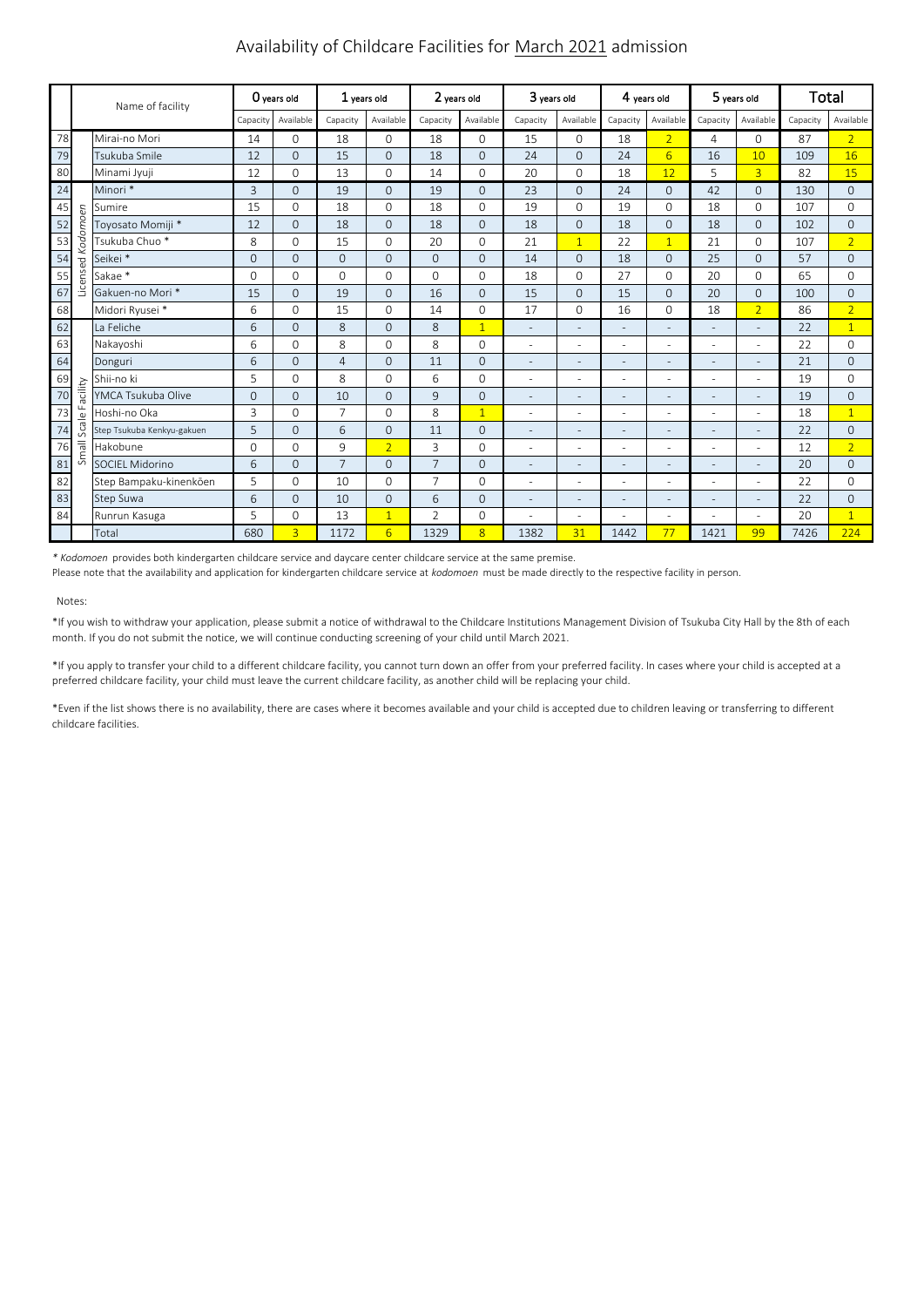# Availability of Childcare Facilities for March 2021 admission

| | | Name of facility | 0 years old | | 1 years old | | 2 years old | | 3 years old | | 4 years old | | 5 years old | | Total | |
|---|---|---|---|---|---|---|---|---|---|---|---|---|---|---|---|---|
| | | | Capacity | Available | Capacity | Available | Capacity | Available | Capacity | Available | Capacity | Available | Capacity | Available | Capacity | Available |
| 78 | | Mirai-no Mori | 14 | 0 | 18 | 0 | 18 | 0 | 15 | 0 | 18 | 2 | 4 | 0 | 87 | 2 |
| 79 | | Tsukuba Smile | 12 | 0 | 15 | 0 | 18 | 0 | 24 | 0 | 24 | 6 | 16 | 10 | 109 | 16 |
| 80 | | Minami Jyuji | 12 | 0 | 13 | 0 | 14 | 0 | 20 | 0 | 18 | 12 | 5 | 3 | 82 | 15 |
| 24 | Licensed *Kodomoen* | Minori * | 3 | 0 | 19 | 0 | 19 | 0 | 23 | 0 | 24 | 0 | 42 | 0 | 130 | 0 |
| 45 | | Sumire | 15 | 0 | 18 | 0 | 18 | 0 | 19 | 0 | 19 | 0 | 18 | 0 | 107 | 0 |
| 52 | | Toyosato Momiji * | 12 | 0 | 18 | 0 | 18 | 0 | 18 | 0 | 18 | 0 | 18 | 0 | 102 | 0 |
| 53 | | Tsukuba Chuo * | 8 | 0 | 15 | 0 | 20 | 0 | 21 | 1 | 22 | 1 | 21 | 0 | 107 | 2 |
| 54 | | Seikei * | 0 | 0 | 0 | 0 | 0 | 0 | 14 | 0 | 18 | 0 | 25 | 0 | 57 | 0 |
| 55 | | Sakae * | 0 | 0 | 0 | 0 | 0 | 0 | 18 | 0 | 27 | 0 | 20 | 0 | 65 | 0 |
| 67 | | Gakuen-no Mori * | 15 | 0 | 19 | 0 | 16 | 0 | 15 | 0 | 15 | 0 | 20 | 0 | 100 | 0 |
| 68 | | Midori Ryusei * | 6 | 0 | 15 | 0 | 14 | 0 | 17 | 0 | 16 | 0 | 18 | 2 | 86 | 2 |
| 62 | Small Scale Facility | La Feliche | 6 | 0 | 8 | 0 | 8 | 1 | - | - | - | - | - | - | 22 | 1 |
| 63 | | Nakayoshi | 6 | 0 | 8 | 0 | 8 | 0 | - | - | - | - | - | - | 22 | 0 |
| 64 | | Donguri | 6 | 0 | 4 | 0 | 11 | 0 | - | - | - | - | - | - | 21 | 0 |
| 69 | | Shii-no ki | 5 | 0 | 8 | 0 | 6 | 0 | - | - | - | - | - | - | 19 | 0 |
| 70 | | YMCA Tsukuba Olive | 0 | 0 | 10 | 0 | 9 | 0 | - | - | - | - | - | - | 19 | 0 |
| 73 | | Hoshi-no Oka | 3 | 0 | 7 | 0 | 8 | 1 | - | - | - | - | - | - | 18 | 1 |
| 74 | | Step Tsukuba Kenkyu-gakuen | 5 | 0 | 6 | 0 | 11 | 0 | - | - | - | - | - | - | 22 | 0 |
| 76 | | Hakobune | 0 | 0 | 9 | 2 | 3 | 0 | - | - | - | - | - | - | 12 | 2 |
| 81 | | SOCIEL Midorino | 6 | 0 | 7 | 0 | 7 | 0 | - | - | - | - | - | - | 20 | 0 |
| 82 | | Step Bampaku-kinenkōen | 5 | 0 | 10 | 0 | 7 | 0 | - | - | - | - | - | - | 22 | 0 |
| 83 | | Step Suwa | 6 | 0 | 10 | 0 | 6 | 0 | - | - | - | - | - | - | 22 | 0 |
| 84 | | Runrun Kasuga | 5 | 0 | 13 | 1 | 2 | 0 | - | - | - | - | - | - | 20 | 1 |
| | | Total | 680 | 3 | 1172 | 6 | 1329 | 8 | 1382 | 31 | 1442 | 77 | 1421 | 99 | 7426 | 224 |

* *Kodomoen* provides both kindergarten childcare service and daycare center childcare service at the same premise.
Please note that the availability and application for kindergarten childcare service at *kodomoen* must be made directly to the respective facility in person.

Notes:

*If you wish to withdraw your application, please submit a notice of withdrawal to the Childcare Institutions Management Division of Tsukuba City Hall by the 8th of each month. If you do not submit the notice, we will continue conducting screening of your child until March 2021.

*If you apply to transfer your child to a different childcare facility, you cannot turn down an offer from your preferred facility. In cases where your child is accepted at a preferred childcare facility, your child must leave the current childcare facility, as another child will be replacing your child.

*Even if the list shows there is no availability, there are cases where it becomes available and your child is accepted due to children leaving or transferring to different childcare facilities.